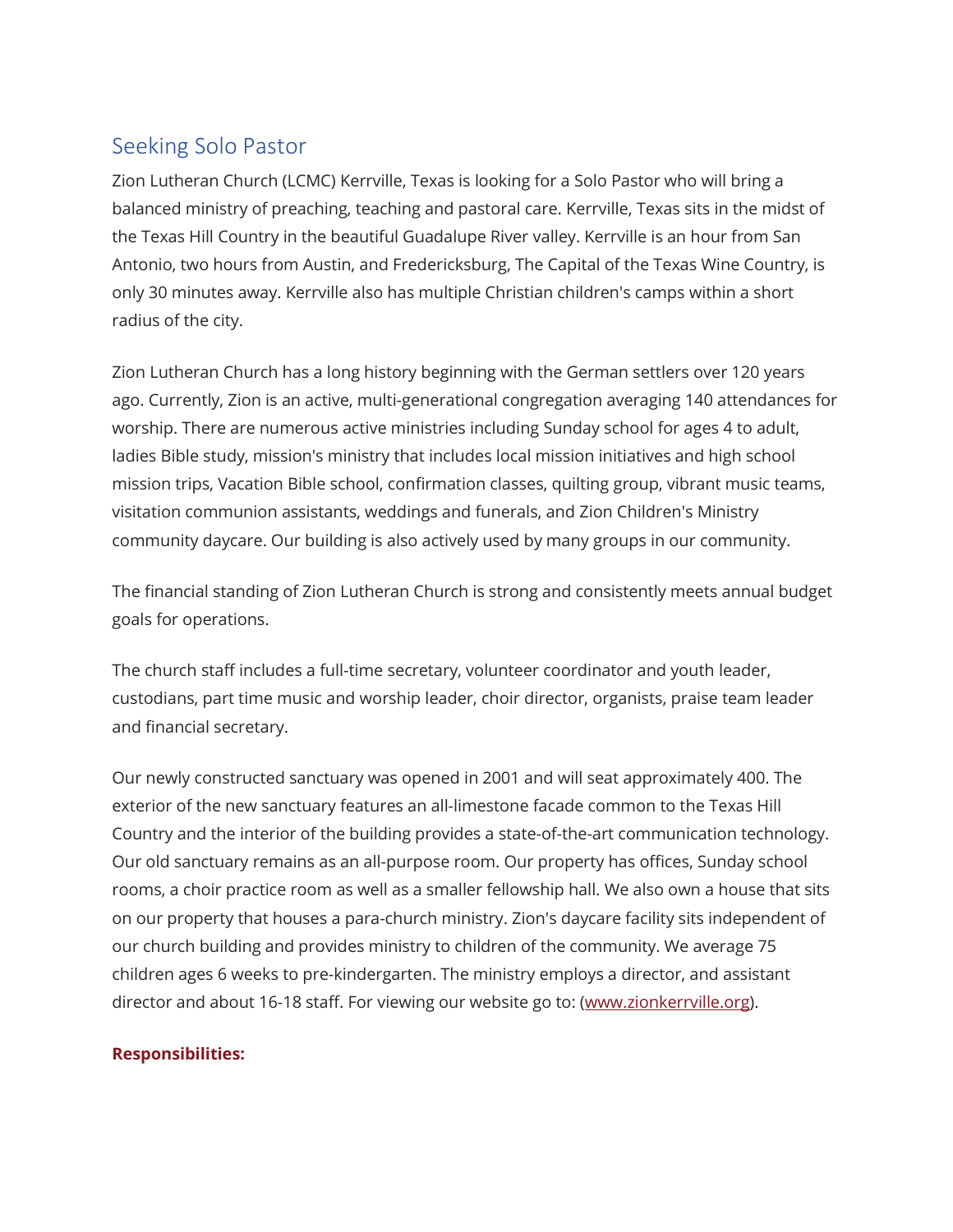## Seeking Solo Pastor

Zion Lutheran Church (LCMC) Kerrville, Texas is looking for a Solo Pastor who will bring a balanced ministry of preaching, teaching and pastoral care. Kerrville, Texas sits in the midst of the Texas Hill Country in the beautiful Guadalupe River valley. Kerrville is an hour from San Antonio, two hours from Austin, and Fredericksburg, The Capital of the Texas Wine Country, is only 30 minutes away. Kerrville also has multiple Christian children's camps within a short radius of the city.

Zion Lutheran Church has a long history beginning with the German settlers over 120 years ago. Currently, Zion is an active, multi-generational congregation averaging 140 attendances for worship. There are numerous active ministries including Sunday school for ages 4 to adult, ladies Bible study, mission's ministry that includes local mission initiatives and high school mission trips, Vacation Bible school, confirmation classes, quilting group, vibrant music teams, visitation communion assistants, weddings and funerals, and Zion Children's Ministry community daycare. Our building is also actively used by many groups in our community.

The financial standing of Zion Lutheran Church is strong and consistently meets annual budget goals for operations.

The church staff includes a full-time secretary, volunteer coordinator and youth leader, custodians, part time music and worship leader, choir director, organists, praise team leader and financial secretary.

Our newly constructed sanctuary was opened in 2001 and will seat approximately 400. The exterior of the new sanctuary features an all-limestone facade common to the Texas Hill Country and the interior of the building provides a state-of-the-art communication technology. Our old sanctuary remains as an all-purpose room. Our property has offices, Sunday school rooms, a choir practice room as well as a smaller fellowship hall. We also own a house that sits on our property that houses a para-church ministry. Zion's daycare facility sits independent of our church building and provides ministry to children of the community. We average 75 children ages 6 weeks to pre-kindergarten. The ministry employs a director, and assistant director and about 16-18 staff. For viewing our website go to: ([www.zionkerrville.org](http://www.zionkerrville.org)).

**Responsibilities:**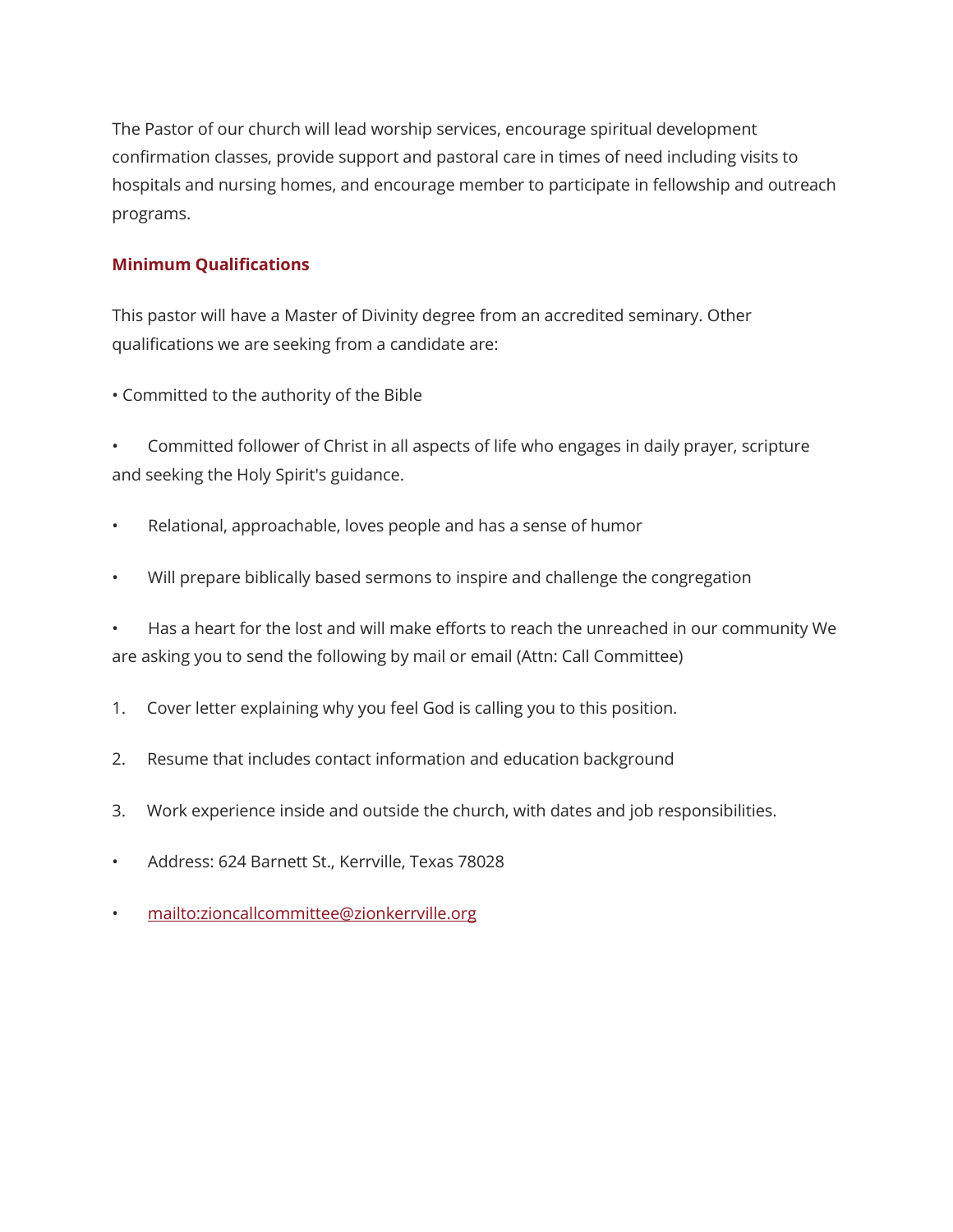The Pastor of our church will lead worship services, encourage spiritual development confirmation classes, provide support and pastoral care in times of need including visits to hospitals and nursing homes, and encourage member to participate in fellowship and outreach programs.

## Minimum Qualifications

This pastor will have a Master of Divinity degree from an accredited seminary. Other qualifications we are seeking from a candidate are:

- Committed to the authority of the Bible
- Committed follower of Christ in all aspects of life who engages in daily prayer, scripture and seeking the Holy Spirit's guidance.
- Relational, approachable, loves people and has a sense of humor
- Will prepare biblically based sermons to inspire and challenge the congregation
- Has a heart for the lost and will make efforts to reach the unreached in our community We are asking you to send the following by mail or email (Attn: Call Committee)

1. Cover letter explaining why you feel God is calling you to this position.
2. Resume that includes contact information and education background
3. Work experience inside and outside the church, with dates and job responsibilities.

- Address: 624 Barnett St., Kerrville, Texas 78028
- [mailto:zioncallcommittee@zionkerrville.org](mailto:zioncallcommittee@zionkerrville.org)